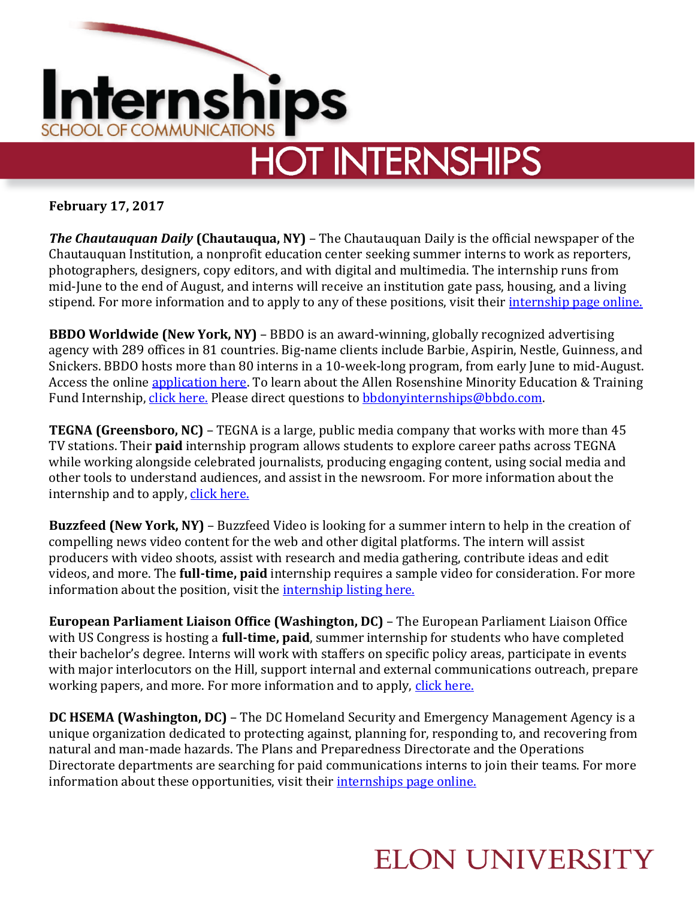# Internships
SCHOOL OF COMMUNICATIONS

## HOT INTERNSHIPS

**February 17, 2017**

***The Chautauquan Daily* (Chautauqua, NY)** – The Chautauquan Daily is the official newspaper of the Chautauquan Institution, a nonprofit education center seeking summer interns to work as reporters, photographers, designers, copy editors, and with digital and multimedia. The internship runs from mid-June to the end of August, and interns will receive an institution gate pass, housing, and a living stipend. For more information and to apply to any of these positions, visit their internship page online.

**BBDO Worldwide (New York, NY)** – BBDO is an award-winning, globally recognized advertising agency with 289 offices in 81 countries. Big-name clients include Barbie, Aspirin, Nestle, Guinness, and Snickers. BBDO hosts more than 80 interns in a 10-week-long program, from early June to mid-August. Access the online application here. To learn about the Allen Rosenshine Minority Education & Training Fund Internship, click here. Please direct questions to bbdonyinternships@bbdo.com.

**TEGNA (Greensboro, NC)** – TEGNA is a large, public media company that works with more than 45 TV stations. Their **paid** internship program allows students to explore career paths across TEGNA while working alongside celebrated journalists, producing engaging content, using social media and other tools to understand audiences, and assist in the newsroom. For more information about the internship and to apply, click here.

**Buzzfeed (New York, NY)** – Buzzfeed Video is looking for a summer intern to help in the creation of compelling news video content for the web and other digital platforms. The intern will assist producers with video shoots, assist with research and media gathering, contribute ideas and edit videos, and more. The **full-time, paid** internship requires a sample video for consideration. For more information about the position, visit the internship listing here.

**European Parliament Liaison Office (Washington, DC)** – The European Parliament Liaison Office with US Congress is hosting a **full-time, paid**, summer internship for students who have completed their bachelor's degree. Interns will work with staffers on specific policy areas, participate in events with major interlocutors on the Hill, support internal and external communications outreach, prepare working papers, and more. For more information and to apply, click here.

**DC HSEMA (Washington, DC)** – The DC Homeland Security and Emergency Management Agency is a unique organization dedicated to protecting against, planning for, responding to, and recovering from natural and man-made hazards. The Plans and Preparedness Directorate and the Operations Directorate departments are searching for paid communications interns to join their teams. For more information about these opportunities, visit their internships page online.

ELON UNIVERSITY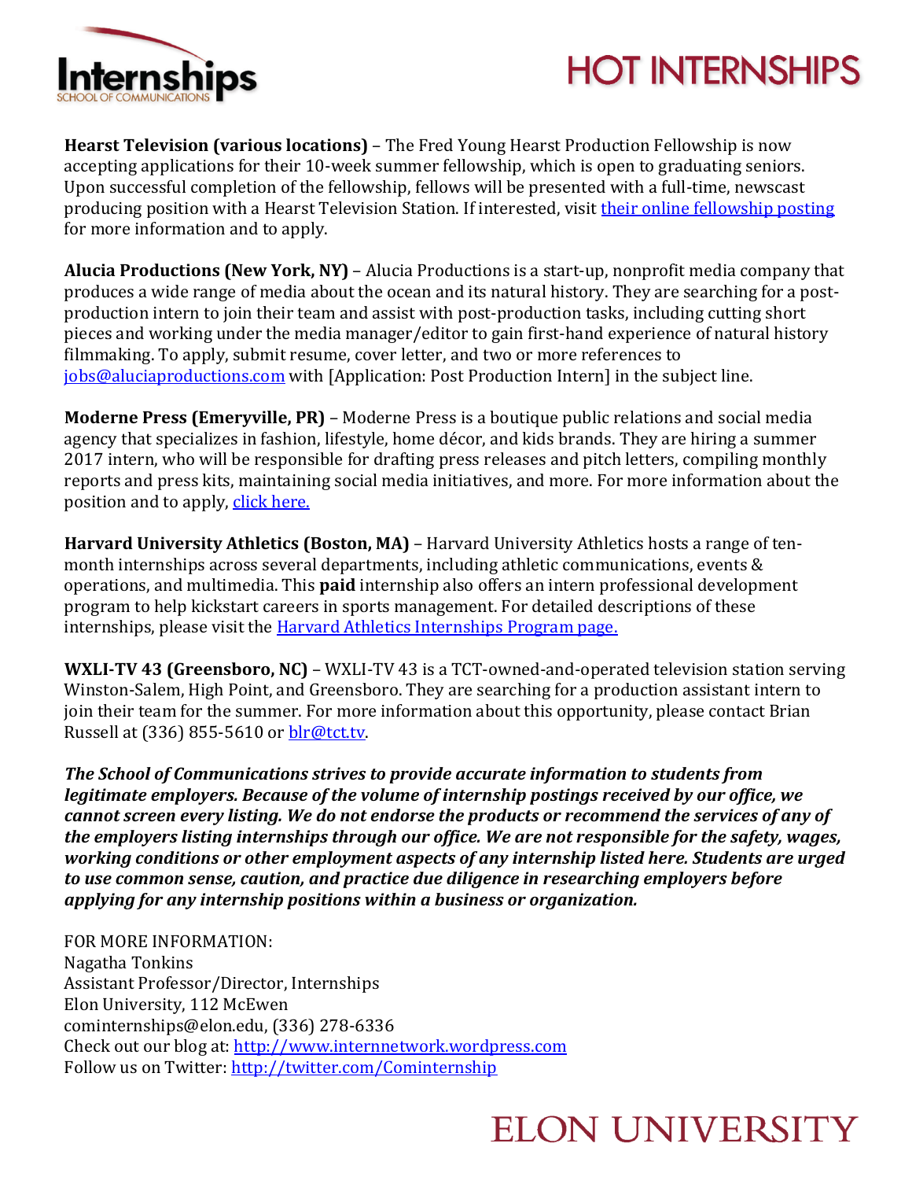# HOT INTERNSHIPS

**Hearst Television (various locations)** – The Fred Young Hearst Production Fellowship is now accepting applications for their 10-week summer fellowship, which is open to graduating seniors. Upon successful completion of the fellowship, fellows will be presented with a full-time, newscast producing position with a Hearst Television Station. If interested, visit their online fellowship posting for more information and to apply.

**Alucia Productions (New York, NY)** – Alucia Productions is a start-up, nonprofit media company that produces a wide range of media about the ocean and its natural history. They are searching for a post-production intern to join their team and assist with post-production tasks, including cutting short pieces and working under the media manager/editor to gain first-hand experience of natural history filmmaking. To apply, submit resume, cover letter, and two or more references to jobs@aluciaproductions.com with [Application: Post Production Intern] in the subject line.

**Moderne Press (Emeryville, PR)** – Moderne Press is a boutique public relations and social media agency that specializes in fashion, lifestyle, home décor, and kids brands. They are hiring a summer 2017 intern, who will be responsible for drafting press releases and pitch letters, compiling monthly reports and press kits, maintaining social media initiatives, and more. For more information about the position and to apply, click here.

**Harvard University Athletics (Boston, MA)** – Harvard University Athletics hosts a range of ten-month internships across several departments, including athletic communications, events & operations, and multimedia. This **paid** internship also offers an intern professional development program to help kickstart careers in sports management. For detailed descriptions of these internships, please visit the Harvard Athletics Internships Program page.

**WXLI-TV 43 (Greensboro, NC)** – WXLI-TV 43 is a TCT-owned-and-operated television station serving Winston-Salem, High Point, and Greensboro. They are searching for a production assistant intern to join their team for the summer. For more information about this opportunity, please contact Brian Russell at (336) 855-5610 or blr@tct.tv.

***The School of Communications strives to provide accurate information to students from legitimate employers. Because of the volume of internship postings received by our office, we cannot screen every listing. We do not endorse the products or recommend the services of any of the employers listing internships through our office. We are not responsible for the safety, wages, working conditions or other employment aspects of any internship listed here. Students are urged to use common sense, caution, and practice due diligence in researching employers before applying for any internship positions within a business or organization.***

FOR MORE INFORMATION:
Nagatha Tonkins
Assistant Professor/Director, Internships
Elon University, 112 McEwen
cominternships@elon.edu, (336) 278-6336
Check out our blog at: http://www.internnetwork.wordpress.com
Follow us on Twitter: http://twitter.com/Cominternship